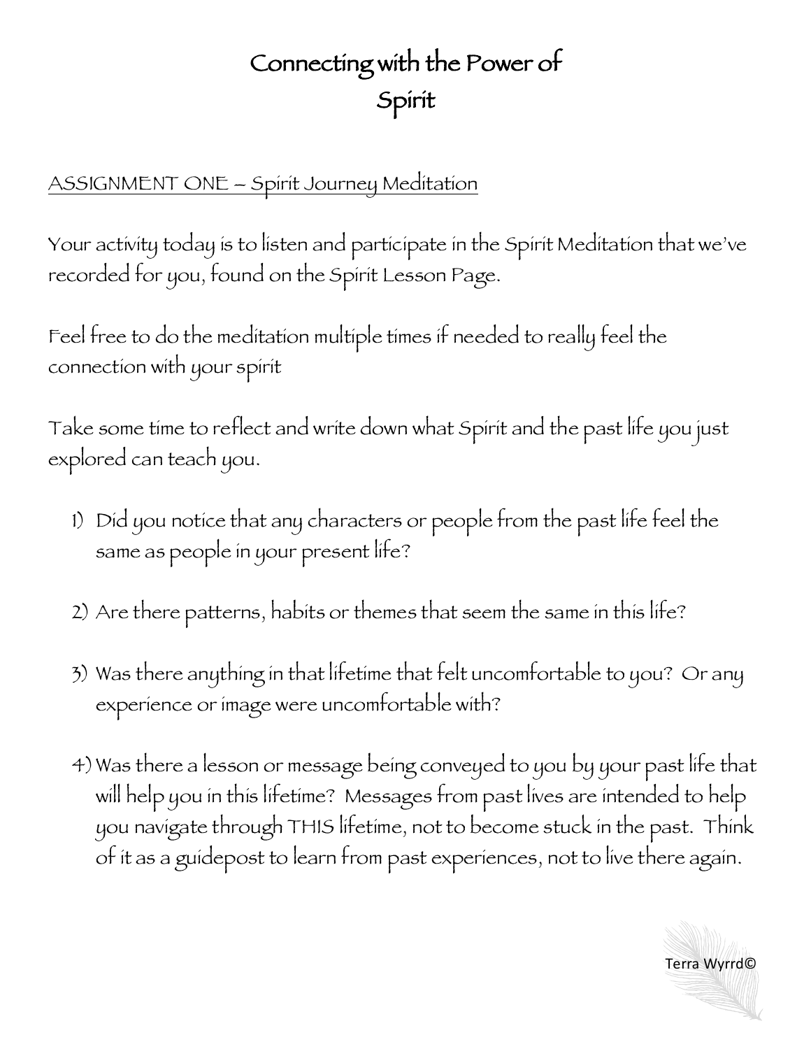# Connecting with the Power of Spirit

ASSIGNMENT ONE – Spirit Journey Meditation

Your activity today is to listen and participate in the Spirit Meditation that we've recorded for you, found on the Spirit Lesson Page.

Feel free to do the meditation multiple times if needed to really feel the connection with your spirit

Take some time to reflect and write down what Spirit and the past life you just explored can teach you.

1) Did you notice that any characters or people from the past life feel the same as people in your present life?

2) Are there patterns, habits or themes that seem the same in this life?

3) Was there anything in that lifetime that felt uncomfortable to you? Or any experience or image were uncomfortable with?

4) Was there a lesson or message being conveyed to you by your past life that will help you in this lifetime? Messages from past lives are intended to help you navigate through THIS lifetime, not to become stuck in the past. Think of it as a guidepost to learn from past experiences, not to live there again.

Terra Wyrrd©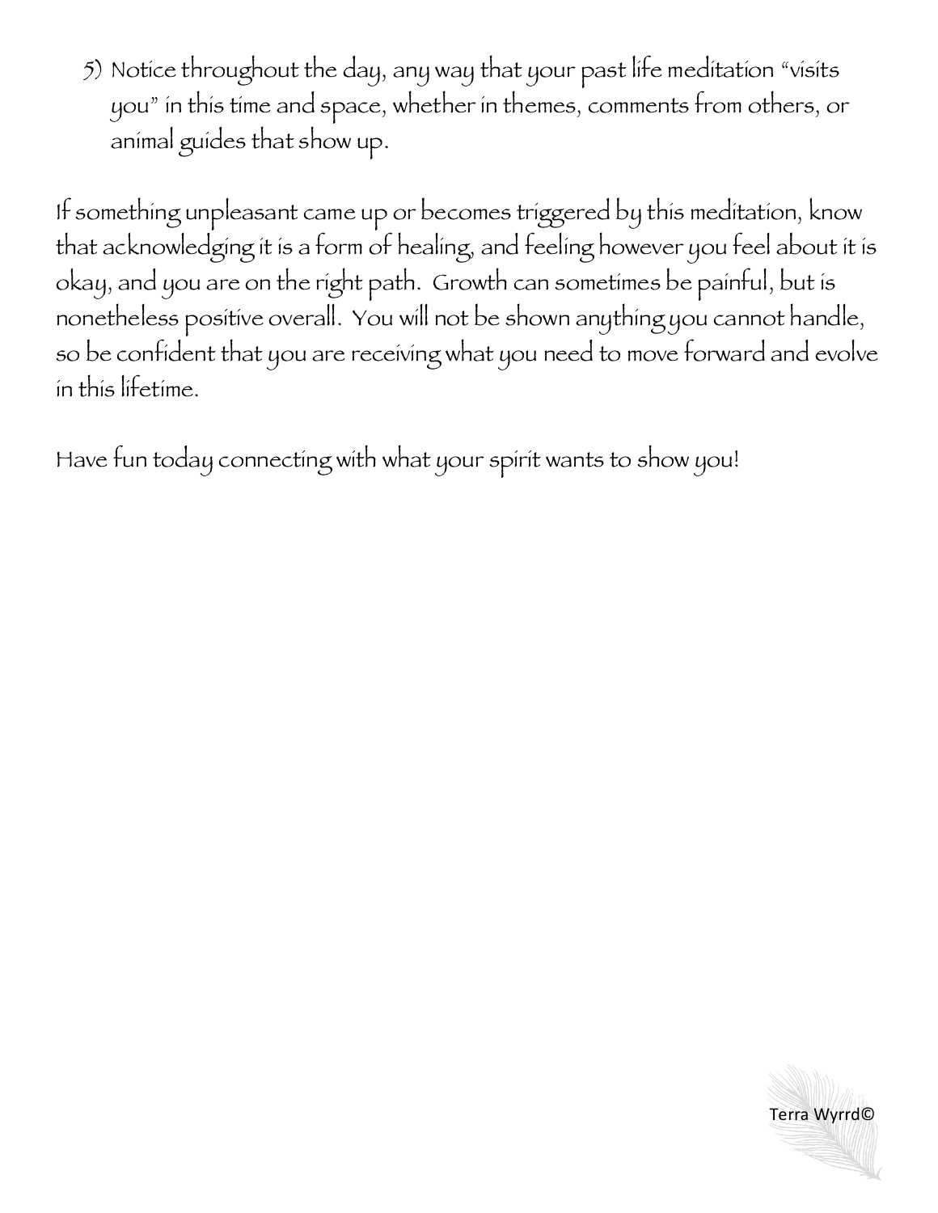5) Notice throughout the day, any way that your past life meditation "visits you" in this time and space, whether in themes, comments from others, or animal guides that show up.

If something unpleasant came up or becomes triggered by this meditation, know that acknowledging it is a form of healing, and feeling however you feel about it is okay, and you are on the right path. Growth can sometimes be painful, but is nonetheless positive overall. You will not be shown anything you cannot handle, so be confident that you are receiving what you need to move forward and evolve in this lifetime.

Have fun today connecting with what your spirit wants to show you!

Terra Wyrrd©